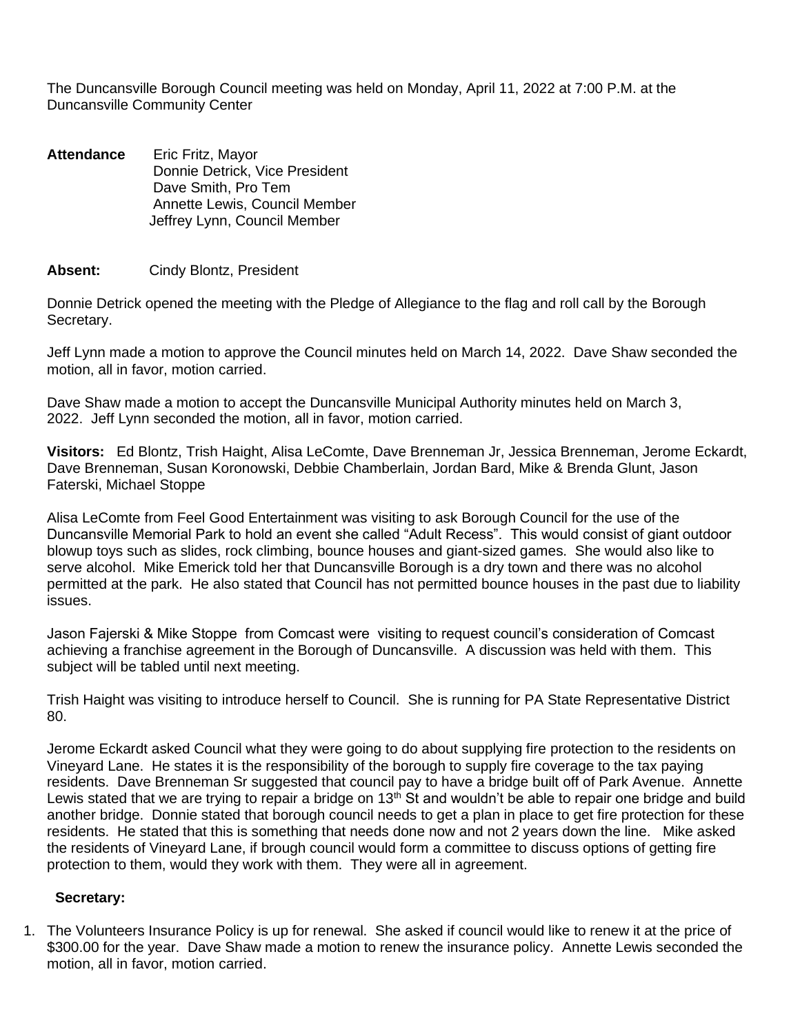The Duncansville Borough Council meeting was held on Monday, April 11, 2022 at 7:00 P.M. at the Duncansville Community Center

**Attendance** Eric Fritz, Mayor
Donnie Detrick, Vice President
Dave Smith, Pro Tem
Annette Lewis, Council Member
Jeffrey Lynn, Council Member

**Absent:** Cindy Blontz, President

Donnie Detrick opened the meeting with the Pledge of Allegiance to the flag and roll call by the Borough Secretary.

Jeff Lynn made a motion to approve the Council minutes held on March 14, 2022. Dave Shaw seconded the motion, all in favor, motion carried.

Dave Shaw made a motion to accept the Duncansville Municipal Authority minutes held on March 3, 2022. Jeff Lynn seconded the motion, all in favor, motion carried.

**Visitors:** Ed Blontz, Trish Haight, Alisa LeComte, Dave Brenneman Jr, Jessica Brenneman, Jerome Eckardt, Dave Brenneman, Susan Koronowski, Debbie Chamberlain, Jordan Bard, Mike & Brenda Glunt, Jason Faterski, Michael Stoppe

Alisa LeComte from Feel Good Entertainment was visiting to ask Borough Council for the use of the Duncansville Memorial Park to hold an event she called "Adult Recess". This would consist of giant outdoor blowup toys such as slides, rock climbing, bounce houses and giant-sized games. She would also like to serve alcohol. Mike Emerick told her that Duncansville Borough is a dry town and there was no alcohol permitted at the park. He also stated that Council has not permitted bounce houses in the past due to liability issues.

Jason Fajerski & Mike Stoppe from Comcast were visiting to request council's consideration of Comcast achieving a franchise agreement in the Borough of Duncansville. A discussion was held with them. This subject will be tabled until next meeting.

Trish Haight was visiting to introduce herself to Council. She is running for PA State Representative District 80.

Jerome Eckardt asked Council what they were going to do about supplying fire protection to the residents on Vineyard Lane. He states it is the responsibility of the borough to supply fire coverage to the tax paying residents. Dave Brenneman Sr suggested that council pay to have a bridge built off of Park Avenue. Annette Lewis stated that we are trying to repair a bridge on 13th St and wouldn't be able to repair one bridge and build another bridge. Donnie stated that borough council needs to get a plan in place to get fire protection for these residents. He stated that this is something that needs done now and not 2 years down the line. Mike asked the residents of Vineyard Lane, if brough council would form a committee to discuss options of getting fire protection to them, would they work with them. They were all in agreement.

**Secretary:**

1. The Volunteers Insurance Policy is up for renewal. She asked if council would like to renew it at the price of $300.00 for the year. Dave Shaw made a motion to renew the insurance policy. Annette Lewis seconded the motion, all in favor, motion carried.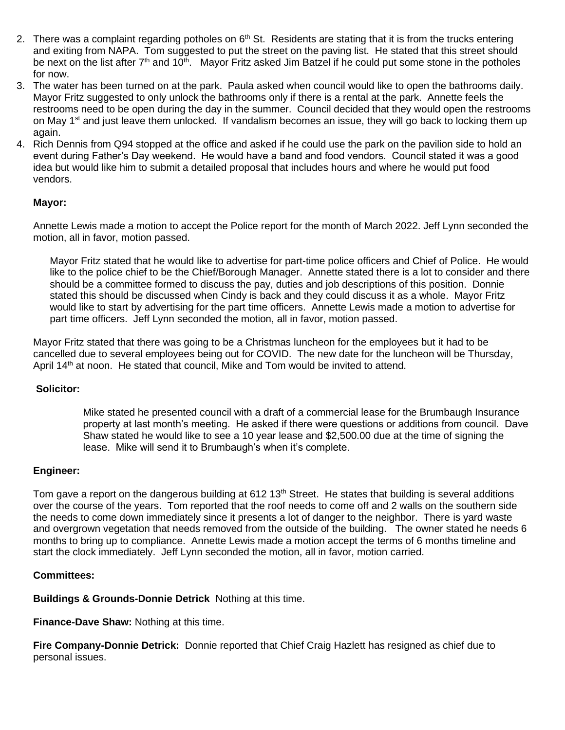2. There was a complaint regarding potholes on 6th St. Residents are stating that it is from the trucks entering and exiting from NAPA. Tom suggested to put the street on the paving list. He stated that this street should be next on the list after 7th and 10th. Mayor Fritz asked Jim Batzel if he could put some stone in the potholes for now.
3. The water has been turned on at the park. Paula asked when council would like to open the bathrooms daily. Mayor Fritz suggested to only unlock the bathrooms only if there is a rental at the park. Annette feels the restrooms need to be open during the day in the summer. Council decided that they would open the restrooms on May 1st and just leave them unlocked. If vandalism becomes an issue, they will go back to locking them up again.
4. Rich Dennis from Q94 stopped at the office and asked if he could use the park on the pavilion side to hold an event during Father's Day weekend. He would have a band and food vendors. Council stated it was a good idea but would like him to submit a detailed proposal that includes hours and where he would put food vendors.

**Mayor:**

Annette Lewis made a motion to accept the Police report for the month of March 2022. Jeff Lynn seconded the motion, all in favor, motion passed.

Mayor Fritz stated that he would like to advertise for part-time police officers and Chief of Police. He would like to the police chief to be the Chief/Borough Manager. Annette stated there is a lot to consider and there should be a committee formed to discuss the pay, duties and job descriptions of this position. Donnie stated this should be discussed when Cindy is back and they could discuss it as a whole. Mayor Fritz would like to start by advertising for the part time officers. Annette Lewis made a motion to advertise for part time officers. Jeff Lynn seconded the motion, all in favor, motion passed.

Mayor Fritz stated that there was going to be a Christmas luncheon for the employees but it had to be cancelled due to several employees being out for COVID. The new date for the luncheon will be Thursday, April 14th at noon. He stated that council, Mike and Tom would be invited to attend.

**Solicitor:**

Mike stated he presented council with a draft of a commercial lease for the Brumbaugh Insurance property at last month's meeting. He asked if there were questions or additions from council. Dave Shaw stated he would like to see a 10 year lease and $2,500.00 due at the time of signing the lease. Mike will send it to Brumbaugh's when it's complete.

**Engineer:**

Tom gave a report on the dangerous building at 612 13th Street. He states that building is several additions over the course of the years. Tom reported that the roof needs to come off and 2 walls on the southern side the needs to come down immediately since it presents a lot of danger to the neighbor. There is yard waste and overgrown vegetation that needs removed from the outside of the building. The owner stated he needs 6 months to bring up to compliance. Annette Lewis made a motion accept the terms of 6 months timeline and start the clock immediately. Jeff Lynn seconded the motion, all in favor, motion carried.

**Committees:**

**Buildings & Grounds-Donnie Detrick** Nothing at this time.

**Finance-Dave Shaw:** Nothing at this time.

**Fire Company-Donnie Detrick:** Donnie reported that Chief Craig Hazlett has resigned as chief due to personal issues.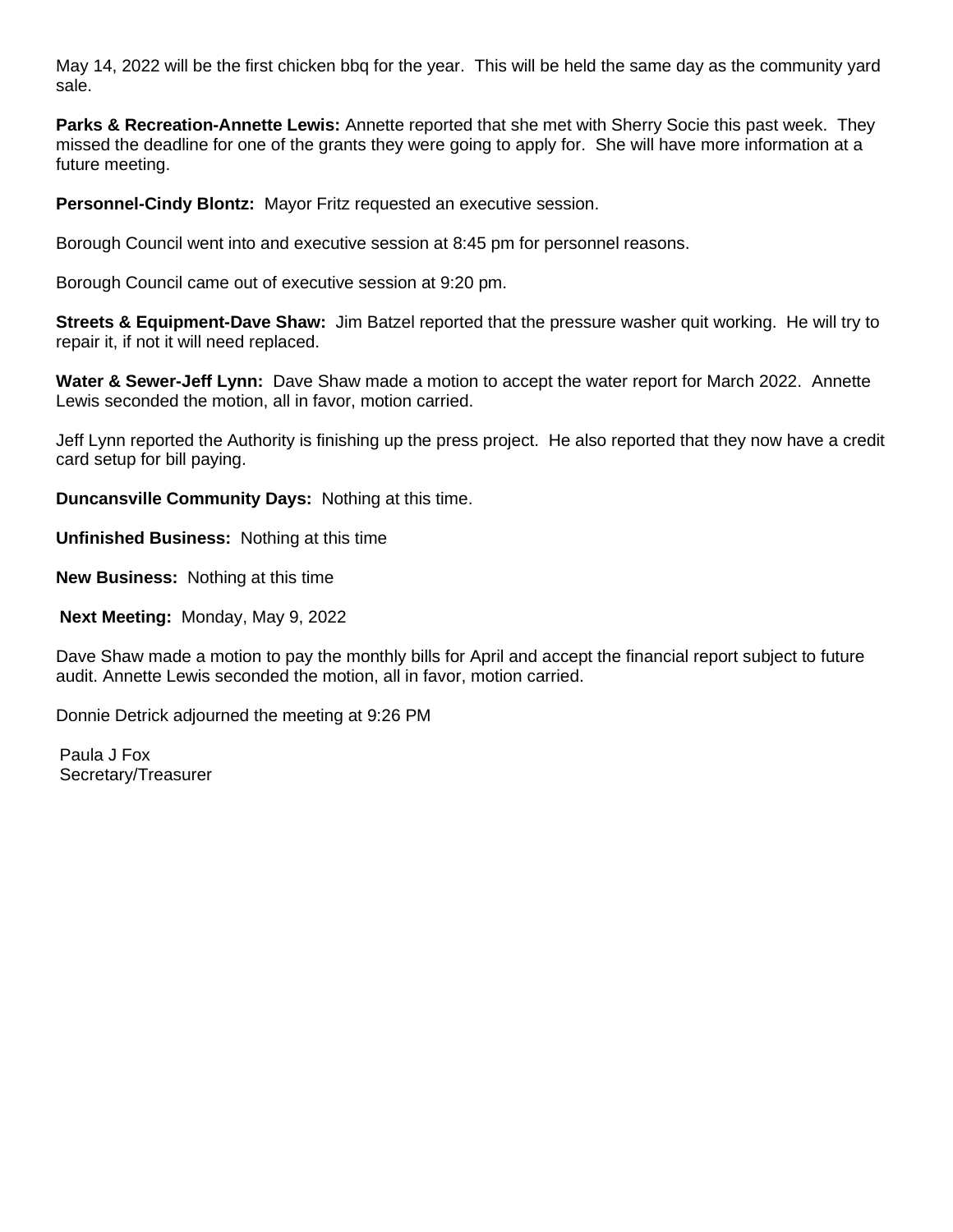May 14, 2022 will be the first chicken bbq for the year. This will be held the same day as the community yard sale.

**Parks & Recreation-Annette Lewis:** Annette reported that she met with Sherry Socie this past week. They missed the deadline for one of the grants they were going to apply for. She will have more information at a future meeting.

**Personnel-Cindy Blontz:** Mayor Fritz requested an executive session.

Borough Council went into and executive session at 8:45 pm for personnel reasons.

Borough Council came out of executive session at 9:20 pm.

**Streets & Equipment-Dave Shaw:** Jim Batzel reported that the pressure washer quit working. He will try to repair it, if not it will need replaced.

**Water & Sewer-Jeff Lynn:** Dave Shaw made a motion to accept the water report for March 2022. Annette Lewis seconded the motion, all in favor, motion carried.

Jeff Lynn reported the Authority is finishing up the press project. He also reported that they now have a credit card setup for bill paying.

**Duncansville Community Days:** Nothing at this time.

**Unfinished Business:** Nothing at this time

**New Business:** Nothing at this time

**Next Meeting:** Monday, May 9, 2022

Dave Shaw made a motion to pay the monthly bills for April and accept the financial report subject to future audit. Annette Lewis seconded the motion, all in favor, motion carried.

Donnie Detrick adjourned the meeting at 9:26 PM

Paula J Fox
Secretary/Treasurer